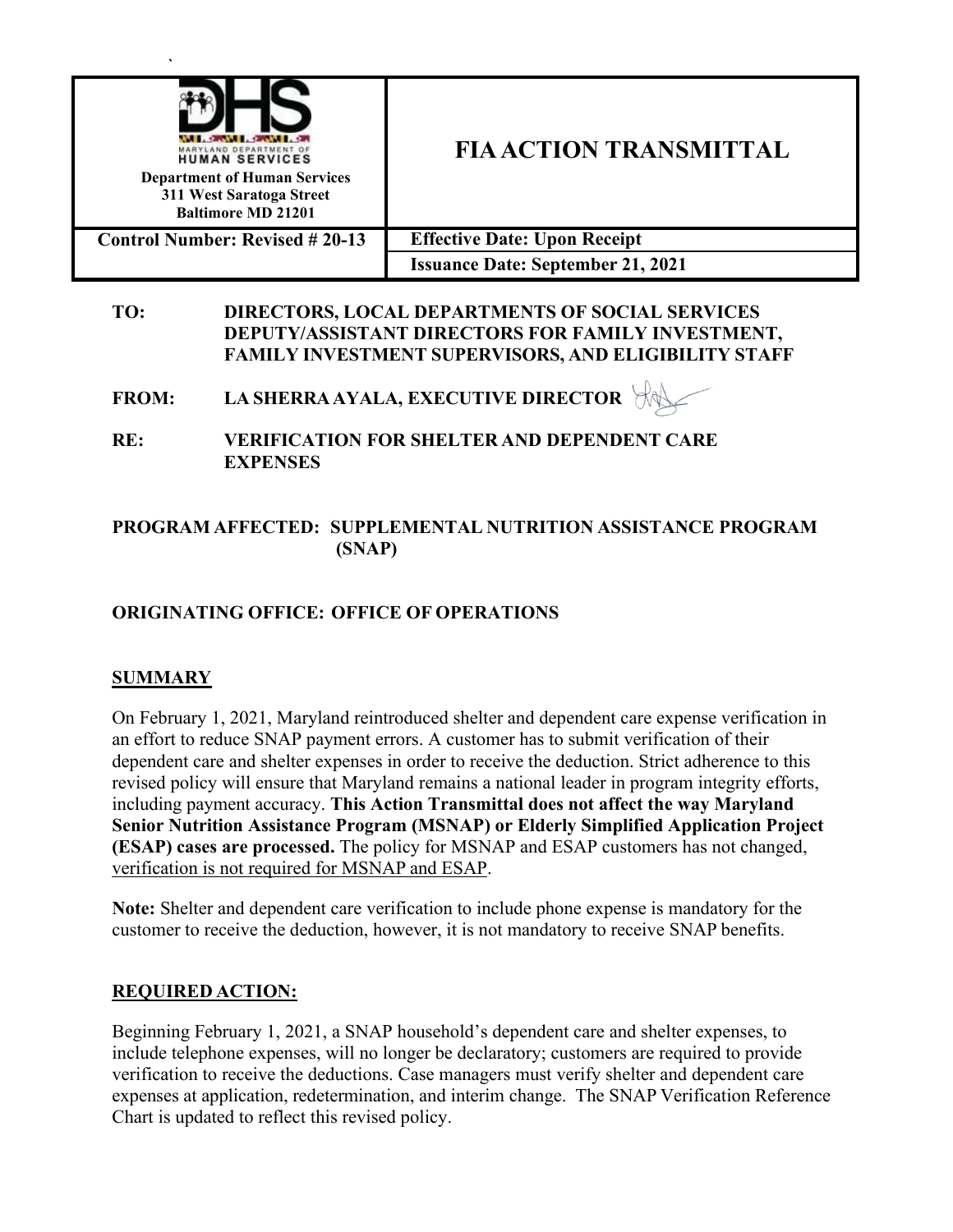| Department of Human Services<br>311 West Saratoga Street<br>Baltimore MD 21201 | **FIA ACTION TRANSMITTAL** |
|---|---|
| **Control Number: Revised # 20-13** | **Effective Date: Upon Receipt** |
| | **Issuance Date: September 21, 2021** |

**TO:** DIRECTORS, LOCAL DEPARTMENTS OF SOCIAL SERVICES DEPUTY/ASSISTANT DIRECTORS FOR FAMILY INVESTMENT, FAMILY INVESTMENT SUPERVISORS, AND ELIGIBILITY STAFF

**FROM:** LA SHERRA AYALA, EXECUTIVE DIRECTOR

**RE:** VERIFICATION FOR SHELTER AND DEPENDENT CARE EXPENSES

**PROGRAM AFFECTED:** SUPPLEMENTAL NUTRITION ASSISTANCE PROGRAM (SNAP)

**ORIGINATING OFFICE:** OFFICE OF OPERATIONS

## SUMMARY

On February 1, 2021, Maryland reintroduced shelter and dependent care expense verification in an effort to reduce SNAP payment errors. A customer has to submit verification of their dependent care and shelter expenses in order to receive the deduction. Strict adherence to this revised policy will ensure that Maryland remains a national leader in program integrity efforts, including payment accuracy. **This Action Transmittal does not affect the way Maryland Senior Nutrition Assistance Program (MSNAP) or Elderly Simplified Application Project (ESAP) cases are processed.** The policy for MSNAP and ESAP customers has not changed, <u>verification is not required for MSNAP and ESAP</u>.

**Note:** Shelter and dependent care verification to include phone expense is mandatory for the customer to receive the deduction, however, it is not mandatory to receive SNAP benefits.

## REQUIRED ACTION:

Beginning February 1, 2021, a SNAP household's dependent care and shelter expenses, to include telephone expenses, will no longer be declaratory; customers are required to provide verification to receive the deductions. Case managers must verify shelter and dependent care expenses at application, redetermination, and interim change. The SNAP Verification Reference Chart is updated to reflect this revised policy.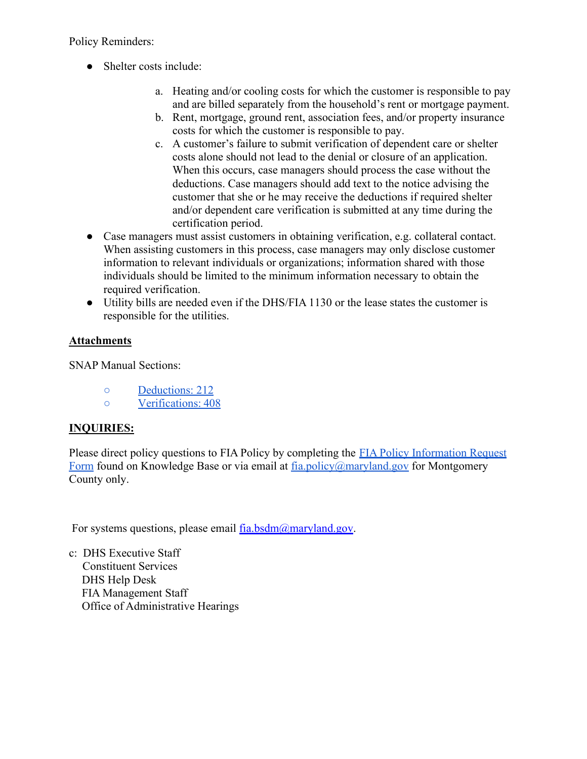Policy Reminders:

- Shelter costs include:
    a. Heating and/or cooling costs for which the customer is responsible to pay and are billed separately from the household's rent or mortgage payment.
    b. Rent, mortgage, ground rent, association fees, and/or property insurance costs for which the customer is responsible to pay.
    c. A customer's failure to submit verification of dependent care or shelter costs alone should not lead to the denial or closure of an application. When this occurs, case managers should process the case without the deductions. Case managers should add text to the notice advising the customer that she or he may receive the deductions if required shelter and/or dependent care verification is submitted at any time during the certification period.
- Case managers must assist customers in obtaining verification, e.g. collateral contact. When assisting customers in this process, case managers may only disclose customer information to relevant individuals or organizations; information shared with those individuals should be limited to the minimum information necessary to obtain the required verification.
- Utility bills are needed even if the DHS/FIA 1130 or the lease states the customer is responsible for the utilities.

**Attachments**

SNAP Manual Sections:

- Deductions: 212
- Verifications: 408

**INQUIRIES:**

Please direct policy questions to FIA Policy by completing the FIA Policy Information Request Form found on Knowledge Base or via email at fia.policy@maryland.gov for Montgomery County only.

For systems questions, please email fia.bsdm@maryland.gov.

c: DHS Executive Staff
Constituent Services
DHS Help Desk
FIA Management Staff
Office of Administrative Hearings